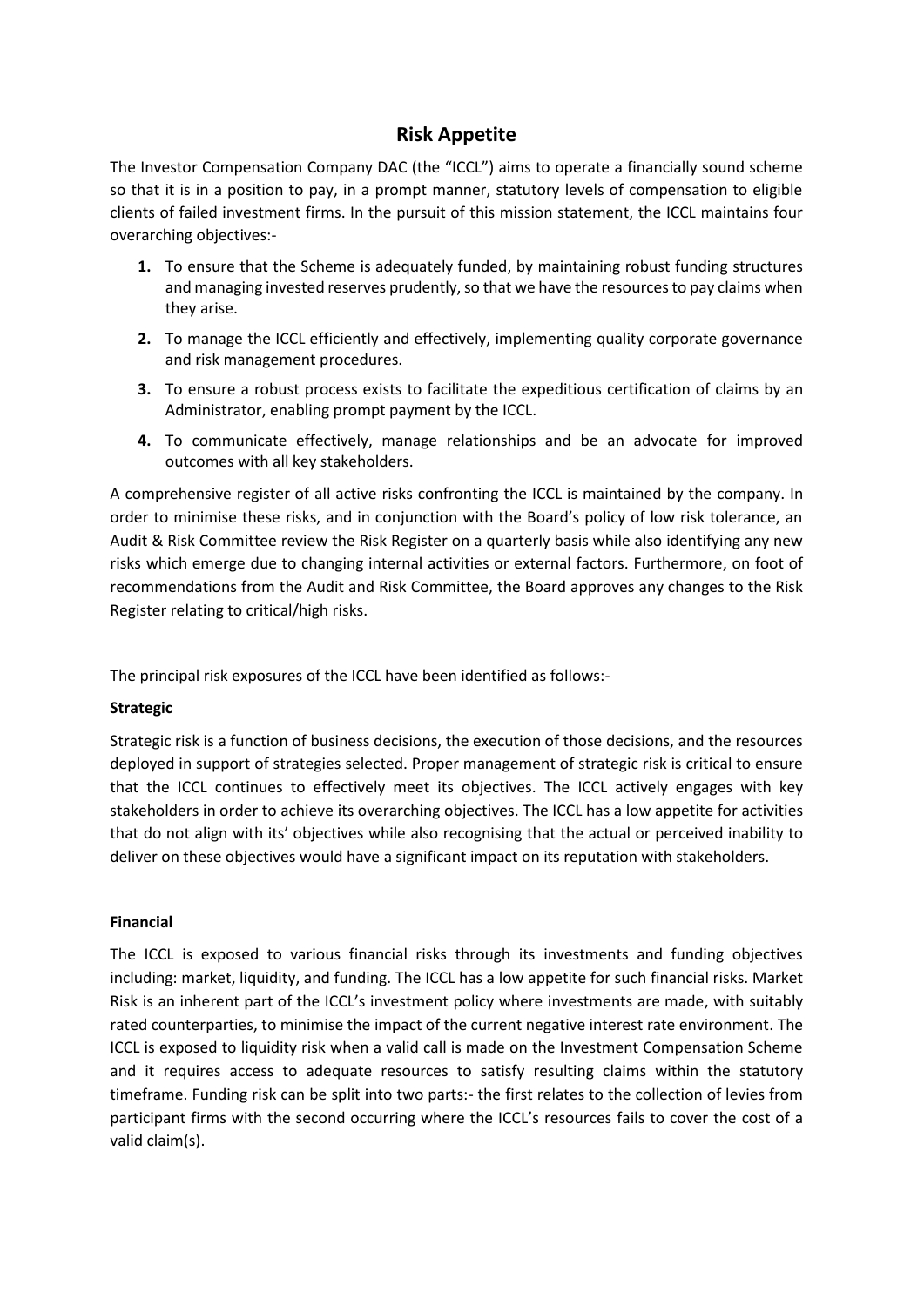# Risk Appetite

The Investor Compensation Company DAC (the "ICCL") aims to operate a financially sound scheme so that it is in a position to pay, in a prompt manner, statutory levels of compensation to eligible clients of failed investment firms. In the pursuit of this mission statement, the ICCL maintains four overarching objectives:-

1. To ensure that the Scheme is adequately funded, by maintaining robust funding structures and managing invested reserves prudently, so that we have the resources to pay claims when they arise.
2. To manage the ICCL efficiently and effectively, implementing quality corporate governance and risk management procedures.
3. To ensure a robust process exists to facilitate the expeditious certification of claims by an Administrator, enabling prompt payment by the ICCL.
4. To communicate effectively, manage relationships and be an advocate for improved outcomes with all key stakeholders.

A comprehensive register of all active risks confronting the ICCL is maintained by the company. In order to minimise these risks, and in conjunction with the Board's policy of low risk tolerance, an Audit & Risk Committee review the Risk Register on a quarterly basis while also identifying any new risks which emerge due to changing internal activities or external factors. Furthermore, on foot of recommendations from the Audit and Risk Committee, the Board approves any changes to the Risk Register relating to critical/high risks.

The principal risk exposures of the ICCL have been identified as follows:-

**Strategic**

Strategic risk is a function of business decisions, the execution of those decisions, and the resources deployed in support of strategies selected. Proper management of strategic risk is critical to ensure that the ICCL continues to effectively meet its objectives. The ICCL actively engages with key stakeholders in order to achieve its overarching objectives. The ICCL has a low appetite for activities that do not align with its' objectives while also recognising that the actual or perceived inability to deliver on these objectives would have a significant impact on its reputation with stakeholders.

**Financial**

The ICCL is exposed to various financial risks through its investments and funding objectives including: market, liquidity, and funding. The ICCL has a low appetite for such financial risks. Market Risk is an inherent part of the ICCL's investment policy where investments are made, with suitably rated counterparties, to minimise the impact of the current negative interest rate environment. The ICCL is exposed to liquidity risk when a valid call is made on the Investment Compensation Scheme and it requires access to adequate resources to satisfy resulting claims within the statutory timeframe. Funding risk can be split into two parts:- the first relates to the collection of levies from participant firms with the second occurring where the ICCL's resources fails to cover the cost of a valid claim(s).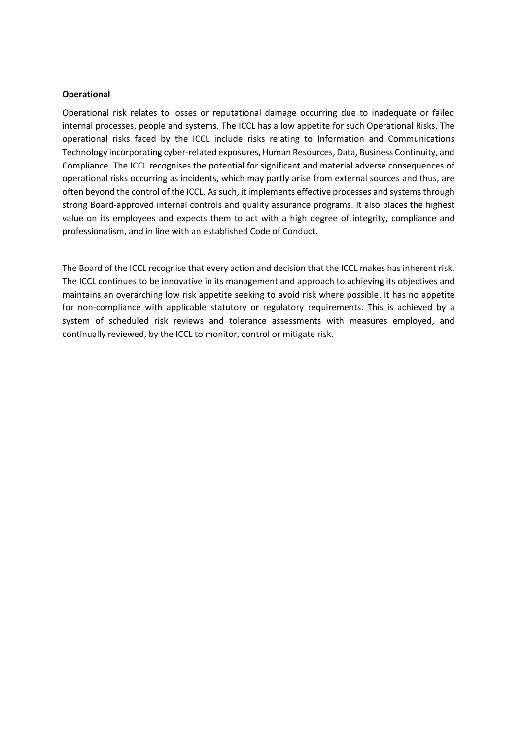**Operational**

Operational risk relates to losses or reputational damage occurring due to inadequate or failed internal processes, people and systems. The ICCL has a low appetite for such Operational Risks. The operational risks faced by the ICCL include risks relating to Information and Communications Technology incorporating cyber-related exposures, Human Resources, Data, Business Continuity, and Compliance. The ICCL recognises the potential for significant and material adverse consequences of operational risks occurring as incidents, which may partly arise from external sources and thus, are often beyond the control of the ICCL. As such, it implements effective processes and systems through strong Board-approved internal controls and quality assurance programs. It also places the highest value on its employees and expects them to act with a high degree of integrity, compliance and professionalism, and in line with an established Code of Conduct.

The Board of the ICCL recognise that every action and decision that the ICCL makes has inherent risk. The ICCL continues to be innovative in its management and approach to achieving its objectives and maintains an overarching low risk appetite seeking to avoid risk where possible. It has no appetite for non-compliance with applicable statutory or regulatory requirements. This is achieved by a system of scheduled risk reviews and tolerance assessments with measures employed, and continually reviewed, by the ICCL to monitor, control or mitigate risk.